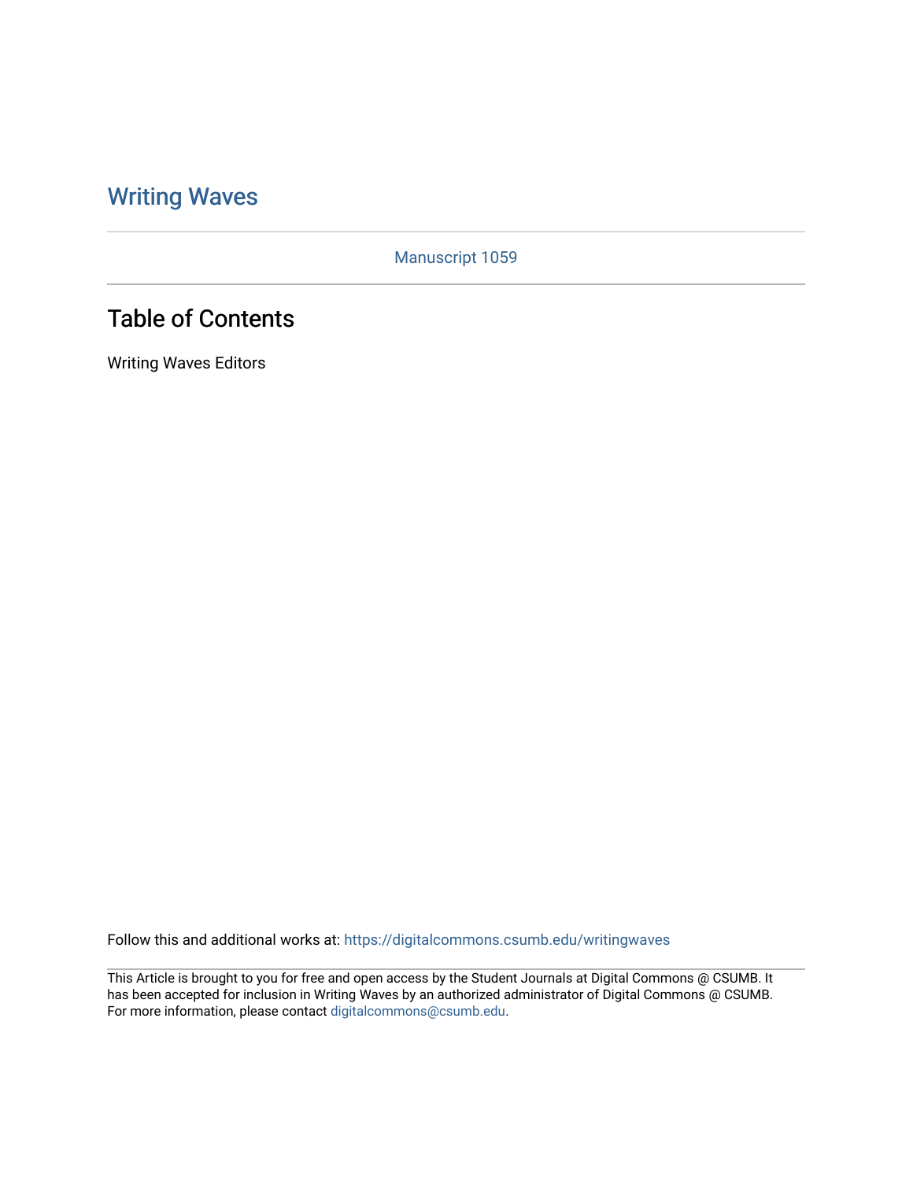# Writing Waves

Manuscript 1059

## Table of Contents

Writing Waves Editors

Follow this and additional works at: https://digitalcommons.csumb.edu/writingwaves

This Article is brought to you for free and open access by the Student Journals at Digital Commons @ CSUMB. It has been accepted for inclusion in Writing Waves by an authorized administrator of Digital Commons @ CSUMB. For more information, please contact digitalcommons@csumb.edu.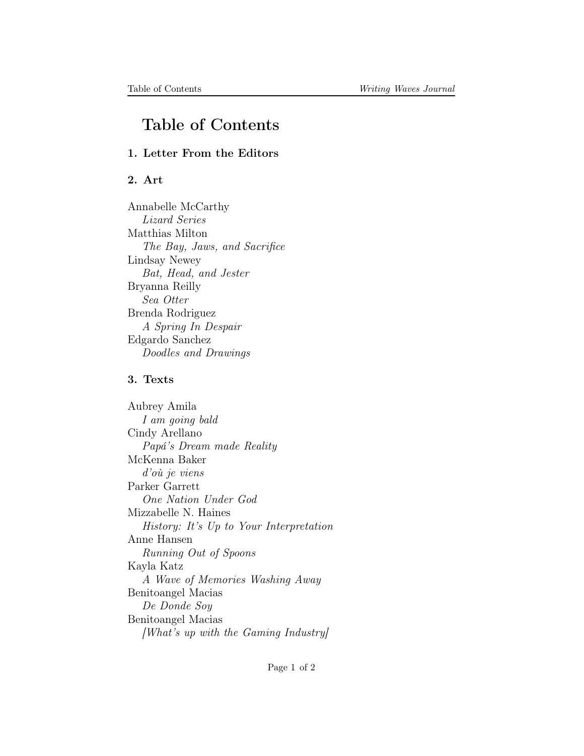# Table of Contents

## 1. Letter From the Editors

## 2. Art

Annabelle McCarthy
*Lizard Series*
Matthias Milton
*The Bay, Jaws, and Sacrifice*
Lindsay Newey
*Bat, Head, and Jester*
Bryanna Reilly
*Sea Otter*
Brenda Rodriguez
*A Spring In Despair*
Edgardo Sanchez
*Doodles and Drawings*

## 3. Texts

Aubrey Amila
*I am going bald*
Cindy Arellano
*Papá's Dream made Reality*
McKenna Baker
*d'où je viens*
Parker Garrett
*One Nation Under God*
Mizzabelle N. Haines
*History: It's Up to Your Interpretation*
Anne Hansen
*Running Out of Spoons*
Kayla Katz
*A Wave of Memories Washing Away*
Benitoangel Macias
*De Donde Soy*
Benitoangel Macias
*[What's up with the Gaming Industry]*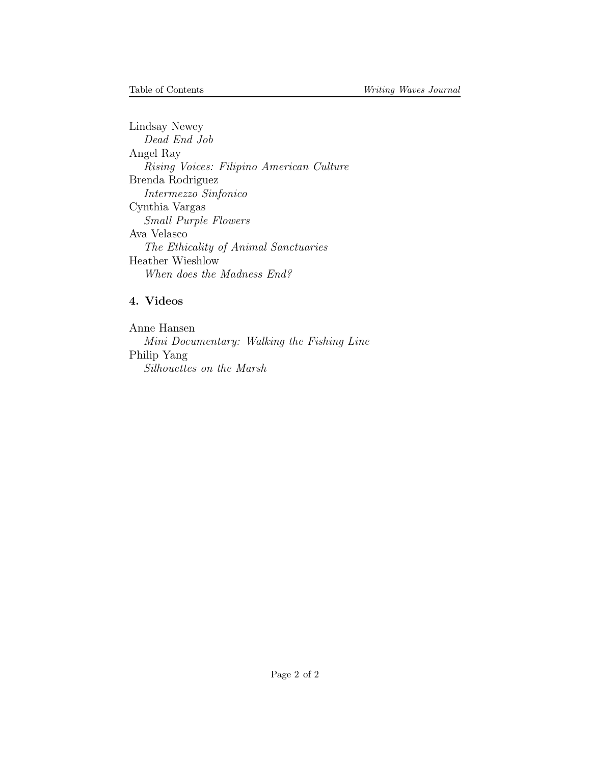Lindsay Newey
  *Dead End Job*
Angel Ray
  *Rising Voices: Filipino American Culture*
Brenda Rodriguez
  *Intermezzo Sinfonico*
Cynthia Vargas
  *Small Purple Flowers*
Ava Velasco
  *The Ethicality of Animal Sanctuaries*
Heather Wieshlow
  *When does the Madness End?*

### 4. Videos

Anne Hansen
  *Mini Documentary: Walking the Fishing Line*
Philip Yang
  *Silhouettes on the Marsh*